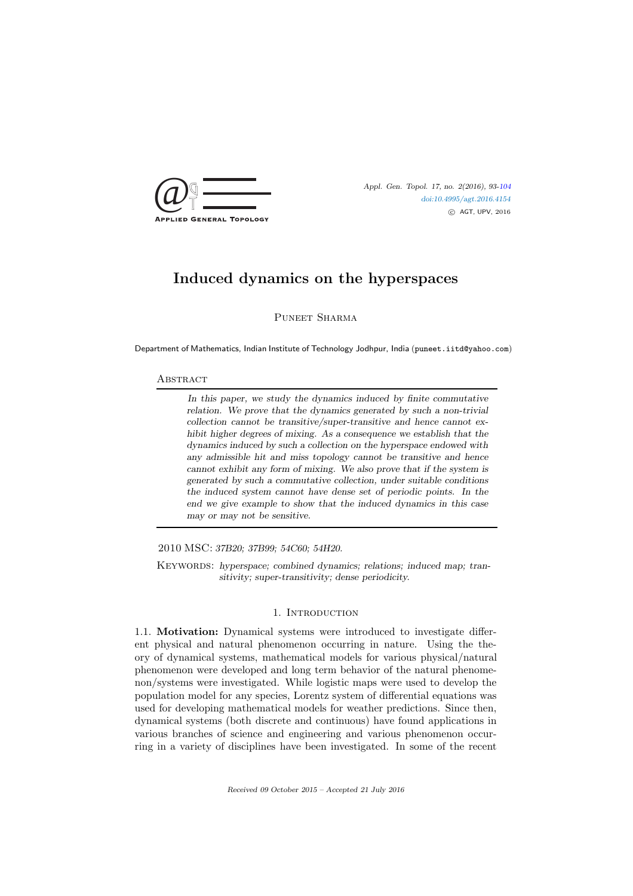# Induced dynamics on the hyperspaces

Puneet Sharma

Department of Mathematics, Indian Institute of Technology Jodhpur, India (puneet.iitd@yahoo.com)

## Abstract

*In this paper, we study the dynamics induced by finite commutative relation. We prove that the dynamics generated by such a non-trivial collection cannot be transitive/super-transitive and hence cannot exhibit higher degrees of mixing. As a consequence we establish that the dynamics induced by such a collection on the hyperspace endowed with any admissible hit and miss topology cannot be transitive and hence cannot exhibit any form of mixing. We also prove that if the system is generated by such a commutative collection, under suitable conditions the induced system cannot have dense set of periodic points. In the end we give example to show that the induced dynamics in this case may or may not be sensitive.*

2010 MSC: *37B20; 37B99; 54C60; 54H20.*

Keywords: *hyperspace; combined dynamics; relations; induced map; transitivity; super-transitivity; dense periodicity.*

## 1. Introduction

1.1. **Motivation:** Dynamical systems were introduced to investigate different physical and natural phenomenon occurring in nature. Using the theory of dynamical systems, mathematical models for various physical/natural phenomenon were developed and long term behavior of the natural phenomenon/systems were investigated. While logistic maps were used to develop the population model for any species, Lorentz system of differential equations was used for developing mathematical models for weather predictions. Since then, dynamical systems (both discrete and continuous) have found applications in various branches of science and engineering and various phenomenon occurring in a variety of disciplines have been investigated. In some of the recent

Received 09 October 2015 – Accepted 21 July 2016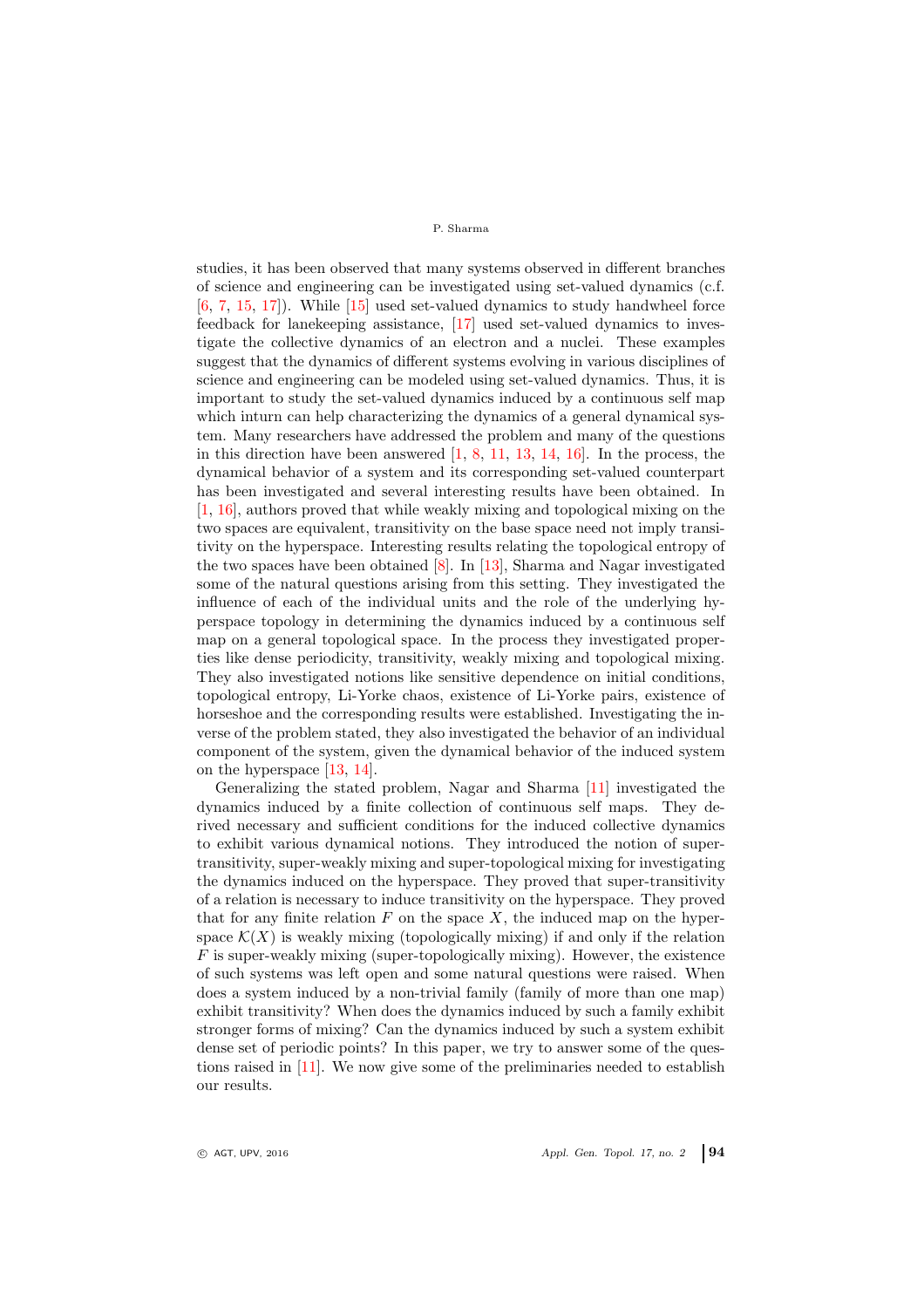studies, it has been observed that many systems observed in different branches of science and engineering can be investigated using set-valued dynamics (c.f. [6, 7, 15, 17]). While [15] used set-valued dynamics to study handwheel force feedback for lanekeeping assistance, [17] used set-valued dynamics to investigate the collective dynamics of an electron and a nuclei. These examples suggest that the dynamics of different systems evolving in various disciplines of science and engineering can be modeled using set-valued dynamics. Thus, it is important to study the set-valued dynamics induced by a continuous self map which inturn can help characterizing the dynamics of a general dynamical system. Many researchers have addressed the problem and many of the questions in this direction have been answered [1, 8, 11, 13, 14, 16]. In the process, the dynamical behavior of a system and its corresponding set-valued counterpart has been investigated and several interesting results have been obtained. In [1, 16], authors proved that while weakly mixing and topological mixing on the two spaces are equivalent, transitivity on the base space need not imply transitivity on the hyperspace. Interesting results relating the topological entropy of the two spaces have been obtained [8]. In [13], Sharma and Nagar investigated some of the natural questions arising from this setting. They investigated the influence of each of the individual units and the role of the underlying hyperspace topology in determining the dynamics induced by a continuous self map on a general topological space. In the process they investigated properties like dense periodicity, transitivity, weakly mixing and topological mixing. They also investigated notions like sensitive dependence on initial conditions, topological entropy, Li-Yorke chaos, existence of Li-Yorke pairs, existence of horseshoe and the corresponding results were established. Investigating the inverse of the problem stated, they also investigated the behavior of an individual component of the system, given the dynamical behavior of the induced system on the hyperspace [13, 14].

Generalizing the stated problem, Nagar and Sharma [11] investigated the dynamics induced by a finite collection of continuous self maps. They derived necessary and sufficient conditions for the induced collective dynamics to exhibit various dynamical notions. They introduced the notion of super-transitivity, super-weakly mixing and super-topological mixing for investigating the dynamics induced on the hyperspace. They proved that super-transitivity of a relation is necessary to induce transitivity on the hyperspace. They proved that for any finite relation $F$ on the space $X$, the induced map on the hyperspace $\mathcal{K}(X)$ is weakly mixing (topologically mixing) if and only if the relation $F$ is super-weakly mixing (super-topologically mixing). However, the existence of such systems was left open and some natural questions were raised. When does a system induced by a non-trivial family (family of more than one map) exhibit transitivity? When does the dynamics induced by such a family exhibit stronger forms of mixing? Can the dynamics induced by such a system exhibit dense set of periodic points? In this paper, we try to answer some of the questions raised in [11]. We now give some of the preliminaries needed to establish our results.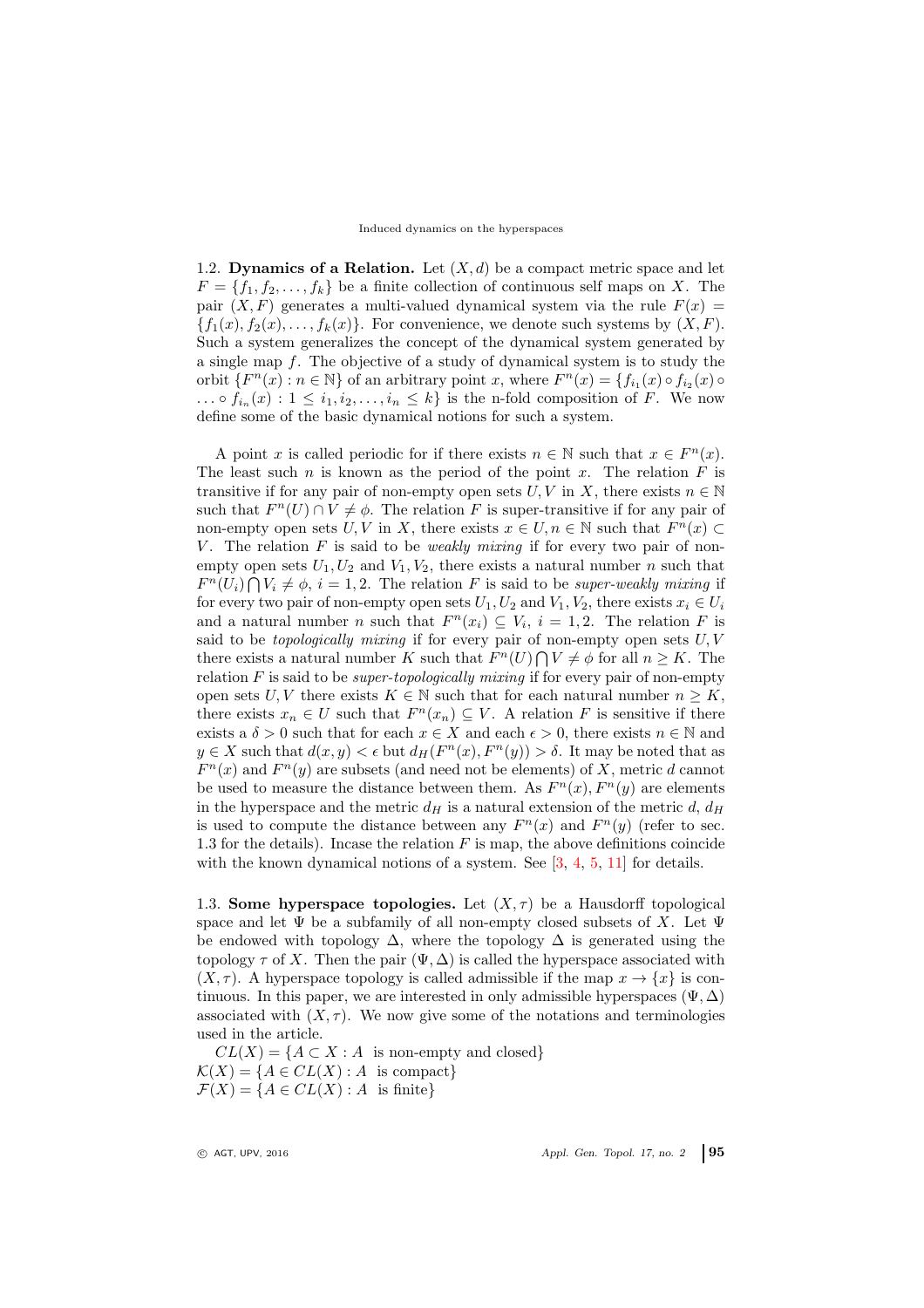1.2. **Dynamics of a Relation.** Let $(X, d)$ be a compact metric space and let $F = \{f_1, f_2, \dots, f_k\}$ be a finite collection of continuous self maps on $X$. The pair $(X, F)$ generates a multi-valued dynamical system via the rule $F(x) = \{f_1(x), f_2(x), \dots, f_k(x)\}$. For convenience, we denote such systems by $(X, F)$. Such a system generalizes the concept of the dynamical system generated by a single map $f$. The objective of a study of dynamical system is to study the orbit $\{F^n(x) : n \in \mathbb{N}\}$ of an arbitrary point $x$, where $F^n(x) = \{f_{i_1}(x) \circ f_{i_2}(x) \circ \dots \circ f_{i_n}(x) : 1 \leq i_1, i_2, \dots, i_n \leq k\}$ is the n-fold composition of $F$. We now define some of the basic dynamical notions for such a system.

A point $x$ is called periodic for if there exists $n \in \mathbb{N}$ such that $x \in F^n(x)$. The least such $n$ is known as the period of the point $x$. The relation $F$ is transitive if for any pair of non-empty open sets $U, V$ in $X$, there exists $n \in \mathbb{N}$ such that $F^n(U) \cap V \neq \phi$. The relation $F$ is super-transitive if for any pair of non-empty open sets $U, V$ in $X$, there exists $x \in U, n \in \mathbb{N}$ such that $F^n(x) \subset V$. The relation $F$ is said to be *weakly mixing* if for every two pair of non-empty open sets $U_1, U_2$ and $V_1, V_2$, there exists a natural number $n$ such that $F^n(U_i) \bigcap V_i \neq \phi$, $i = 1, 2$. The relation $F$ is said to be *super-weakly mixing* if for every two pair of non-empty open sets $U_1, U_2$ and $V_1, V_2$, there exists $x_i \in U_i$ and a natural number $n$ such that $F^n(x_i) \subseteq V_i$, $i = 1, 2$. The relation $F$ is said to be *topologically mixing* if for every pair of non-empty open sets $U, V$ there exists a natural number $K$ such that $F^n(U) \bigcap V \neq \phi$ for all $n \geq K$. The relation $F$ is said to be *super-topologically mixing* if for every pair of non-empty open sets $U, V$ there exists $K \in \mathbb{N}$ such that for each natural number $n \geq K$, there exists $x_n \in U$ such that $F^n(x_n) \subseteq V$. A relation $F$ is sensitive if there exists a $\delta > 0$ such that for each $x \in X$ and each $\epsilon > 0$, there exists $n \in \mathbb{N}$ and $y \in X$ such that $d(x, y) < \epsilon$ but $d_H(F^n(x), F^n(y)) > \delta$. It may be noted that as $F^n(x)$ and $F^n(y)$ are subsets (and need not be elements) of $X$, metric $d$ cannot be used to measure the distance between them. As $F^n(x), F^n(y)$ are elements in the hyperspace and the metric $d_H$ is a natural extension of the metric $d$, $d_H$ is used to compute the distance between any $F^n(x)$ and $F^n(y)$ (refer to sec. 1.3 for the details). Incase the relation $F$ is map, the above definitions coincide with the known dynamical notions of a system. See [3, 4, 5, 11] for details.

1.3. **Some hyperspace topologies.** Let $(X, \tau)$ be a Hausdorff topological space and let $\Psi$ be a subfamily of all non-empty closed subsets of $X$. Let $\Psi$ be endowed with topology $\Delta$, where the topology $\Delta$ is generated using the topology $\tau$ of $X$. Then the pair $(\Psi, \Delta)$ is called the hyperspace associated with $(X, \tau)$. A hyperspace topology is called admissible if the map $x \to \{x\}$ is continuous. In this paper, we are interested in only admissible hyperspaces $(\Psi, \Delta)$ associated with $(X, \tau)$. We now give some of the notations and terminologies used in the article.

$CL(X) = \{A \subset X : A \text{ is non-empty and closed}\}$
$\mathcal{K}(X) = \{A \in CL(X) : A \text{ is compact}\}$
$\mathcal{F}(X) = \{A \in CL(X) : A \text{ is finite}\}$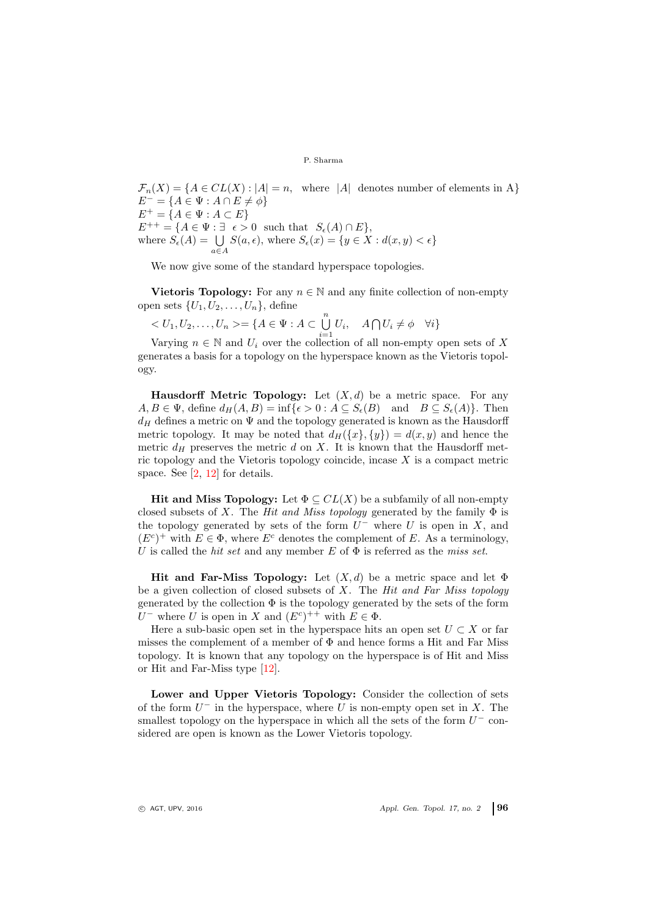$\mathcal{F}_n(X) = \{A \in CL(X) : |A| = n, \text{ where } |A| \text{ denotes number of elements in A}\}$
$E^- = \{A \in \Psi : A \cap E \neq \phi\}$
$E^+ = \{A \in \Psi : A \subset E\}$
$E^{++} = \{A \in \Psi : \exists \;\; \epsilon > 0 \text{ such that } S_\epsilon(A) \cap E\}$,
where $S_\epsilon(A) = \bigcup\limits_{a \in A} S(a, \epsilon)$, where $S_\epsilon(x) = \{y \in X : d(x, y) < \epsilon\}$

We now give some of the standard hyperspace topologies.

**Vietoris Topology:** For any $n \in \mathbb{N}$ and any finite collection of non-empty open sets $\{U_1, U_2, \dots, U_n\}$, define

$< U_1, U_2, \dots, U_n >= \{A \in \Psi : A \subset \bigcup\limits_{i=1}^{n} U_i, \quad A \bigcap U_i \neq \phi \quad \forall i\}$

Varying $n \in \mathbb{N}$ and $U_i$ over the collection of all non-empty open sets of $X$ generates a basis for a topology on the hyperspace known as the Vietoris topology.

**Hausdorff Metric Topology:** Let $(X, d)$ be a metric space. For any $A, B \in \Psi$, define $d_H(A, B) = \inf\{\epsilon > 0 : A \subseteq S_\epsilon(B) \quad \text{and} \quad B \subseteq S_\epsilon(A)\}$. Then $d_H$ defines a metric on $\Psi$ and the topology generated is known as the Hausdorff metric topology. It may be noted that $d_H(\{x\}, \{y\}) = d(x, y)$ and hence the metric $d_H$ preserves the metric $d$ on $X$. It is known that the Hausdorff metric topology and the Vietoris topology coincide, incase $X$ is a compact metric space. See [2, 12] for details.

**Hit and Miss Topology:** Let $\Phi \subseteq CL(X)$ be a subfamily of all non-empty closed subsets of $X$. The *Hit and Miss topology* generated by the family $\Phi$ is the topology generated by sets of the form $U^-$ where $U$ is open in $X$, and $(E^c)^+$ with $E \in \Phi$, where $E^c$ denotes the complement of $E$. As a terminology, $U$ is called the *hit set* and any member $E$ of $\Phi$ is referred as the *miss set*.

**Hit and Far-Miss Topology:** Let $(X, d)$ be a metric space and let $\Phi$ be a given collection of closed subsets of $X$. The *Hit and Far Miss topology* generated by the collection $\Phi$ is the topology generated by the sets of the form $U^-$ where $U$ is open in $X$ and $(E^c)^{++}$ with $E \in \Phi$.

Here a sub-basic open set in the hyperspace hits an open set $U \subset X$ or far misses the complement of a member of $\Phi$ and hence forms a Hit and Far Miss topology. It is known that any topology on the hyperspace is of Hit and Miss or Hit and Far-Miss type [12].

**Lower and Upper Vietoris Topology:** Consider the collection of sets of the form $U^-$ in the hyperspace, where $U$ is non-empty open set in $X$. The smallest topology on the hyperspace in which all the sets of the form $U^-$ considered are open is known as the Lower Vietoris topology.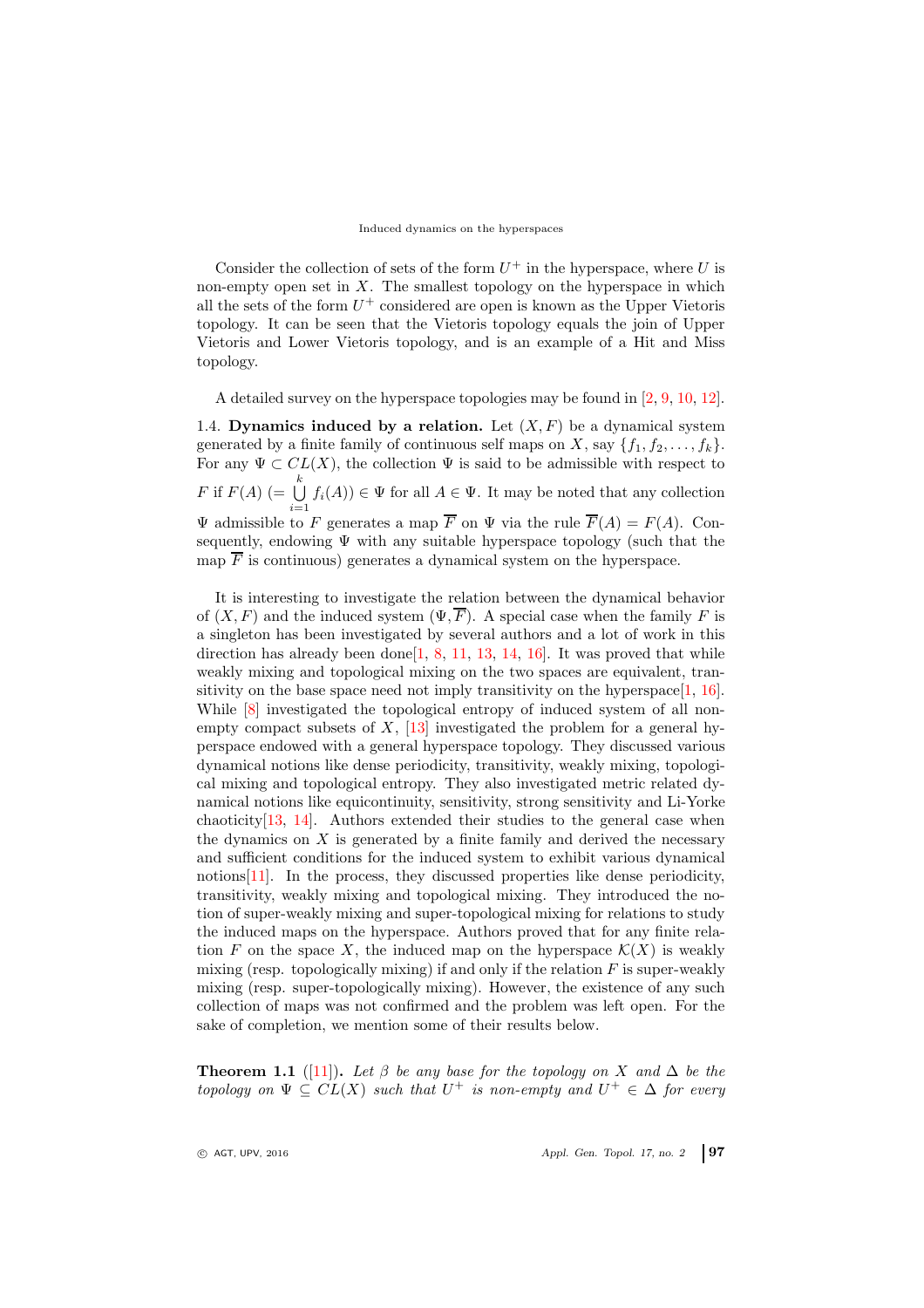Consider the collection of sets of the form $U^+$ in the hyperspace, where $U$ is non-empty open set in $X$. The smallest topology on the hyperspace in which all the sets of the form $U^+$ considered are open is known as the Upper Vietoris topology. It can be seen that the Vietoris topology equals the join of Upper Vietoris and Lower Vietoris topology, and is an example of a Hit and Miss topology.

A detailed survey on the hyperspace topologies may be found in [2, 9, 10, 12].

1.4. **Dynamics induced by a relation.** Let $(X, F)$ be a dynamical system generated by a finite family of continuous self maps on $X$, say $\{f_1, f_2, \ldots, f_k\}$. For any $\Psi \subset CL(X)$, the collection $\Psi$ is said to be admissible with respect to $F$ if $F(A)$ $(= \bigcup_{i=1}^{k} f_i(A)) \in \Psi$ for all $A \in \Psi$. It may be noted that any collection $\Psi$ admissible to $F$ generates a map $\overline{F}$ on $\Psi$ via the rule $\overline{F}(A) = F(A)$. Consequently, endowing $\Psi$ with any suitable hyperspace topology (such that the map $\overline{F}$ is continuous) generates a dynamical system on the hyperspace.

It is interesting to investigate the relation between the dynamical behavior of $(X, F)$ and the induced system $(\Psi, \overline{F})$. A special case when the family $F$ is a singleton has been investigated by several authors and a lot of work in this direction has already been done[1, 8, 11, 13, 14, 16]. It was proved that while weakly mixing and topological mixing on the two spaces are equivalent, transitivity on the base space need not imply transitivity on the hyperspace[1, 16]. While [8] investigated the topological entropy of induced system of all non-empty compact subsets of $X$, [13] investigated the problem for a general hyperspace endowed with a general hyperspace topology. They discussed various dynamical notions like dense periodicity, transitivity, weakly mixing, topological mixing and topological entropy. They also investigated metric related dynamical notions like equicontinuity, sensitivity, strong sensitivity and Li-Yorke chaoticity[13, 14]. Authors extended their studies to the general case when the dynamics on $X$ is generated by a finite family and derived the necessary and sufficient conditions for the induced system to exhibit various dynamical notions[11]. In the process, they discussed properties like dense periodicity, transitivity, weakly mixing and topological mixing. They introduced the notion of super-weakly mixing and super-topological mixing for relations to study the induced maps on the hyperspace. Authors proved that for any finite relation $F$ on the space $X$, the induced map on the hyperspace $\mathcal{K}(X)$ is weakly mixing (resp. topologically mixing) if and only if the relation $F$ is super-weakly mixing (resp. super-topologically mixing). However, the existence of any such collection of maps was not confirmed and the problem was left open. For the sake of completion, we mention some of their results below.

**Theorem 1.1** ([11]). *Let $\beta$ be any base for the topology on $X$ and $\Delta$ be the topology on $\Psi \subseteq CL(X)$ such that $U^+$ is non-empty and $U^+ \in \Delta$ for every*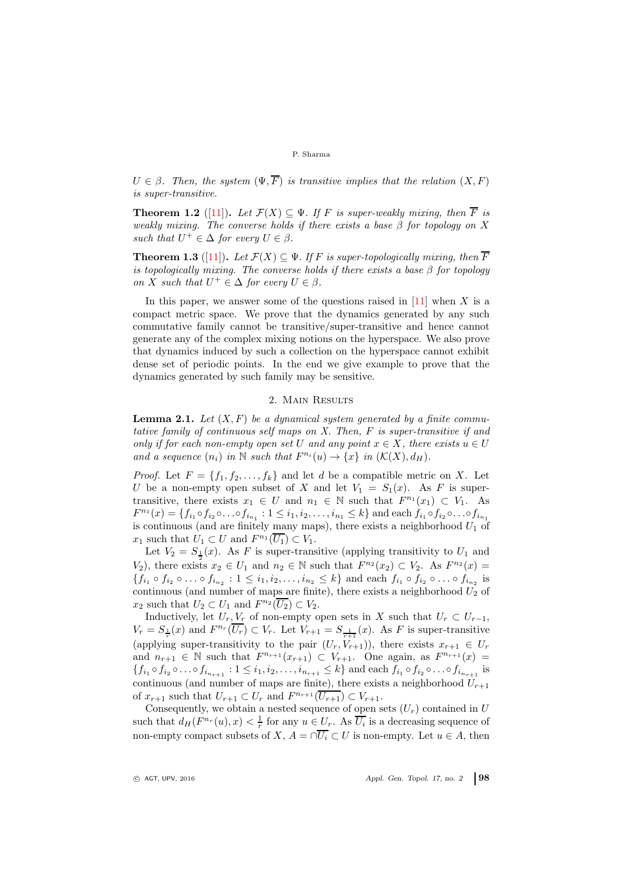$U \in \beta$. Then, the system $(\Psi, \overline{F})$ is transitive implies that the relation $(X, F)$ is super-transitive.*

**Theorem 1.2** ([11]). *Let $\mathcal{F}(X) \subseteq \Psi$. If $F$ is super-weakly mixing, then $\overline{F}$ is weakly mixing. The converse holds if there exists a base $\beta$ for topology on $X$ such that $U^+ \in \Delta$ for every $U \in \beta$.*

**Theorem 1.3** ([11]). *Let $\mathcal{F}(X) \subseteq \Psi$. If $F$ is super-topologically mixing, then $\overline{F}$ is topologically mixing. The converse holds if there exists a base $\beta$ for topology on $X$ such that $U^+ \in \Delta$ for every $U \in \beta$.*

In this paper, we answer some of the questions raised in [11] when $X$ is a compact metric space. We prove that the dynamics generated by any such commutative family cannot be transitive/super-transitive and hence cannot generate any of the complex mixing notions on the hyperspace. We also prove that dynamics induced by such a collection on the hyperspace cannot exhibit dense set of periodic points. In the end we give example to prove that the dynamics generated by such family may be sensitive.

## 2. Main Results

**Lemma 2.1.** *Let $(X, F)$ be a dynamical system generated by a finite commutative family of continuous self maps on $X$. Then, $F$ is super-transitive if and only if for each non-empty open set $U$ and any point $x \in X$, there exists $u \in U$ and a sequence $(n_i)$ in $\mathbb{N}$ such that $F^{n_i}(u) \to \{x\}$ in $(\mathcal{K}(X), d_H)$.*

*Proof.* Let $F = \{f_1, f_2, \ldots, f_k\}$ and let $d$ be a compatible metric on $X$. Let $U$ be a non-empty open subset of $X$ and let $V_1 = S_1(x)$. As $F$ is super-transitive, there exists $x_1 \in U$ and $n_1 \in \mathbb{N}$ such that $F^{n_1}(x_1) \subset V_1$. As $F^{n_1}(x) = \{f_{i_1} \circ f_{i_2} \circ \ldots \circ f_{i_{n_1}} : 1 \leq i_1, i_2, \ldots, i_{n_1} \leq k\}$ and each $f_{i_1} \circ f_{i_2} \circ \ldots \circ f_{i_{n_1}}$ is continuous (and are finitely many maps), there exists a neighborhood $U_1$ of $x_1$ such that $U_1 \subset U$ and $F^{n_1}(\overline{U_1}) \subset V_1$.

Let $V_2 = S_{\frac{1}{2}}(x)$. As $F$ is super-transitive (applying transitivity to $U_1$ and $V_2$), there exists $x_2 \in U_1$ and $n_2 \in \mathbb{N}$ such that $F^{n_2}(x_2) \subset V_2$. As $F^{n_2}(x) = \{f_{i_1} \circ f_{i_2} \circ \ldots \circ f_{i_{n_2}} : 1 \leq i_1, i_2, \ldots, i_{n_2} \leq k\}$ and each $f_{i_1} \circ f_{i_2} \circ \ldots \circ f_{i_{n_2}}$ is continuous (and number of maps are finite), there exists a neighborhood $U_2$ of $x_2$ such that $U_2 \subset U_1$ and $F^{n_2}(\overline{U_2}) \subset V_2$.

Inductively, let $U_r, V_r$ of non-empty open sets in $X$ such that $U_r \subset U_{r-1}$, $V_r = S_{\frac{1}{r}}(x)$ and $F^{n_r}(\overline{U_r}) \subset V_r$. Let $V_{r+1} = S_{\frac{1}{r+1}}(x)$. As $F$ is super-transitive (applying super-transitivity to the pair $(U_r, V_{r+1})$), there exists $x_{r+1} \in U_r$ and $n_{r+1} \in \mathbb{N}$ such that $F^{n_{r+1}}(x_{r+1}) \subset V_{r+1}$. One again, as $F^{n_{r+1}}(x) = \{f_{i_1} \circ f_{i_2} \circ \ldots \circ f_{i_{n_{r+1}}} : 1 \leq i_1, i_2, \ldots, i_{n_{r+1}} \leq k\}$ and each $f_{i_1} \circ f_{i_2} \circ \ldots \circ f_{i_{n_{r+1}}}$ is continuous (and number of maps are finite), there exists a neighborhood $U_{r+1}$ of $x_{r+1}$ such that $U_{r+1} \subset U_r$ and $F^{n_{r+1}}(\overline{U_{r+1}}) \subset V_{r+1}$.

Consequently, we obtain a nested sequence of open sets $(U_r)$ contained in $U$ such that $d_H(F^{n_r}(u), x) < \frac{1}{r}$ for any $u \in U_r$. As $\overline{U_i}$ is a decreasing sequence of non-empty compact subsets of $X$, $A = \cap \overline{U_i} \subset U$ is non-empty. Let $u \in A$, then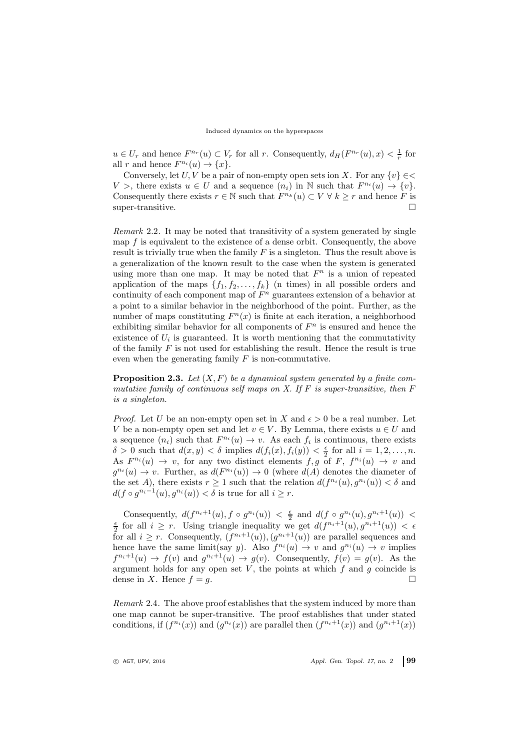$u \in U_r$ and hence $F^{n_r}(u) \subset V_r$ for all $r$. Consequently, $d_H(F^{n_r}(u), x) < \frac{1}{r}$ for all $r$ and hence $F^{n_i}(u) \to \{x\}$.

Conversely, let $U, V$ be a pair of non-empty open sets ion $X$. For any $\{v\} \in < V >$, there exists $u \in U$ and a sequence $(n_i)$ in $\mathbb{N}$ such that $F^{n_i}(u) \to \{v\}$. Consequently there exists $r \in \mathbb{N}$ such that $F^{n_k}(u) \subset V \ \forall \ k \geq r$ and hence $F$ is super-transitive. □

*Remark* 2.2. It may be noted that transitivity of a system generated by single map $f$ is equivalent to the existence of a dense orbit. Consequently, the above result is trivially true when the family $F$ is a singleton. Thus the result above is a generalization of the known result to the case when the system is generated using more than one map. It may be noted that $F^n$ is a union of repeated application of the maps $\{f_1, f_2, \ldots, f_k\}$ (n times) in all possible orders and continuity of each component map of $F^n$ guarantees extension of a behavior at a point to a similar behavior in the neighborhood of the point. Further, as the number of maps constituting $F^n(x)$ is finite at each iteration, a neighborhood exhibiting similar behavior for all components of $F^n$ is ensured and hence the existence of $U_i$ is guaranteed. It is worth mentioning that the commutativity of the family $F$ is not used for establishing the result. Hence the result is true even when the generating family $F$ is non-commutative.

**Proposition 2.3.** *Let $(X, F)$ be a dynamical system generated by a finite commutative family of continuous self maps on $X$. If $F$ is super-transitive, then $F$ is a singleton.*

*Proof.* Let $U$ be an non-empty open set in $X$ and $\epsilon > 0$ be a real number. Let $V$ be a non-empty open set and let $v \in V$. By Lemma, there exists $u \in U$ and a sequence $(n_i)$ such that $F^{n_i}(u) \to v$. As each $f_i$ is continuous, there exists $\delta > 0$ such that $d(x, y) < \delta$ implies $d(f_i(x), f_i(y)) < \frac{\epsilon}{2}$ for all $i = 1, 2, \ldots, n$. As $F^{n_i}(u) \to v$, for any two distinct elements $f, g$ of $F$, $f^{n_i}(u) \to v$ and $g^{n_i}(u) \to v$. Further, as $d(F^{n_i}(u)) \to 0$ (where $d(A)$ denotes the diameter of the set $A$), there exists $r \geq 1$ such that the relation $d(f^{n_i}(u), g^{n_i}(u)) < \delta$ and $d(f \circ g^{n_i - 1}(u), g^{n_i}(u)) < \delta$ is true for all $i \geq r$.

Consequently, $d(f^{n_i+1}(u), f \circ g^{n_i}(u)) < \frac{\epsilon}{2}$ and $d(f \circ g^{n_i}(u), g^{n_i+1}(u)) < \frac{\epsilon}{2}$ for all $i \geq r$. Using triangle inequality we get $d(f^{n_i+1}(u), g^{n_i+1}(u)) < \epsilon$ for all $i \geq r$. Consequently, $(f^{n_i+1}(u)), (g^{n_i+1}(u))$ are parallel sequences and hence have the same limit(say $y$). Also $f^{n_i}(u) \to v$ and $g^{n_i}(u) \to v$ implies $f^{n_i+1}(u) \to f(v)$ and $g^{n_i+1}(u) \to g(v)$. Consequently, $f(v) = g(v)$. As the argument holds for any open set $V$, the points at which $f$ and $g$ coincide is dense in $X$. Hence $f = g$. □

*Remark* 2.4. The above proof establishes that the system induced by more than one map cannot be super-transitive. The proof establishes that under stated conditions, if $(f^{n_i}(x))$ and $(g^{n_i}(x))$ are parallel then $(f^{n_i+1}(x))$ and $(g^{n_i+1}(x))$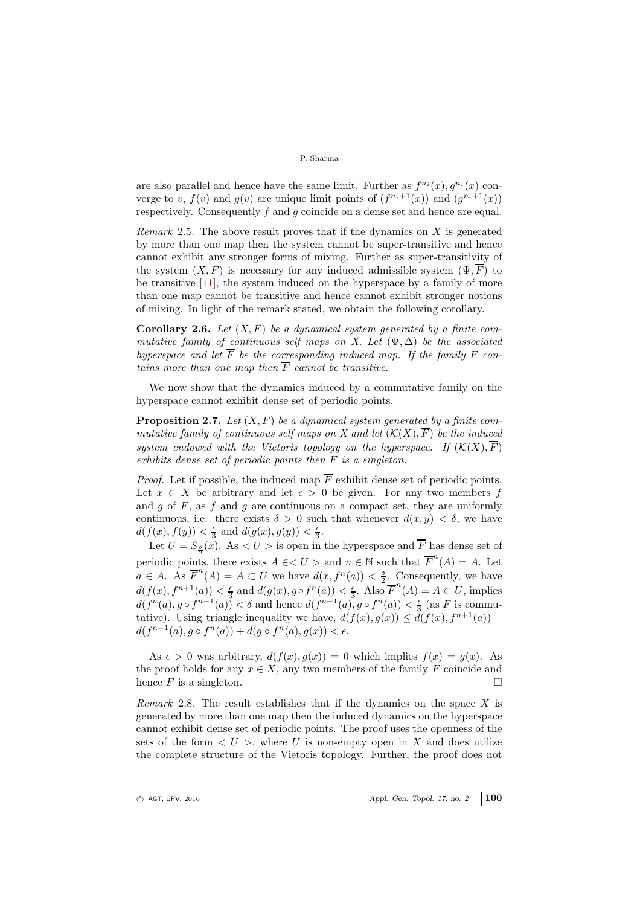are also parallel and hence have the same limit. Further as $f^{n_i}(x), g^{n_i}(x)$ converge to $v$, $f(v)$ and $g(v)$ are unique limit points of $(f^{n_i+1}(x))$ and $(g^{n_i+1}(x))$ respectively. Consequently $f$ and $g$ coincide on a dense set and hence are equal.

*Remark* 2.5. The above result proves that if the dynamics on $X$ is generated by more than one map then the system cannot be super-transitive and hence cannot exhibit any stronger forms of mixing. Further as super-transitivity of the system $(X, F)$ is necessary for any induced admissible system $(\Psi, \overline{F})$ to be transitive [11], the system induced on the hyperspace by a family of more than one map cannot be transitive and hence cannot exhibit stronger notions of mixing. In light of the remark stated, we obtain the following corollary.

**Corollary 2.6.** *Let $(X, F)$ be a dynamical system generated by a finite commutative family of continuous self maps on $X$. Let $(\Psi, \Delta)$ be the associated hyperspace and let $\overline{F}$ be the corresponding induced map. If the family $F$ contains more than one map then $\overline{F}$ cannot be transitive.*

We now show that the dynamics induced by a commutative family on the hyperspace cannot exhibit dense set of periodic points.

**Proposition 2.7.** *Let $(X, F)$ be a dynamical system generated by a finite commutative family of continuous self maps on $X$ and let $(\mathcal{K}(X), \overline{F})$ be the induced system endowed with the Vietoris topology on the hyperspace. If $(\mathcal{K}(X), \overline{F})$ exhibits dense set of periodic points then $F$ is a singleton.*

*Proof.* Let if possible, the induced map $\overline{F}$ exhibit dense set of periodic points. Let $x \in X$ be arbitrary and let $\epsilon > 0$ be given. For any two members $f$ and $g$ of $F$, as $f$ and $g$ are continuous on a compact set, they are uniformly continuous, i.e. there exists $\delta > 0$ such that whenever $d(x, y) < \delta$, we have $d(f(x), f(y)) < \frac{\epsilon}{3}$ and $d(g(x), g(y)) < \frac{\epsilon}{3}$.

Let $U = S_{\frac{\delta}{2}}(x)$. As $< U >$ is open in the hyperspace and $\overline{F}$ has dense set of periodic points, there exists $A \in < U >$ and $n \in \mathbb{N}$ such that $\overline{F}^n(A) = A$. Let $a \in A$. As $\overline{F}^n(A) = A \subset U$ we have $d(x, f^n(a)) < \frac{\delta}{2}$. Consequently, we have $d(f(x), f^{n+1}(a)) < \frac{\epsilon}{3}$ and $d(g(x), g \circ f^n(a)) < \frac{\epsilon}{3}$. Also $\overline{F}^n(A) = A \subset U$, implies $d(f^n(a), g \circ f^{n-1}(a)) < \delta$ and hence $d(f^{n+1}(a), g \circ f^n(a)) < \frac{\epsilon}{3}$ (as $F$ is commutative). Using triangle inequality we have, $d(f(x), g(x)) \leq d(f(x), f^{n+1}(a)) + d(f^{n+1}(a), g \circ f^n(a)) + d(g \circ f^n(a), g(x)) < \epsilon$.

As $\epsilon > 0$ was arbitrary, $d(f(x), g(x)) = 0$ which implies $f(x) = g(x)$. As the proof holds for any $x \in X$, any two members of the family $F$ coincide and hence $F$ is a singleton. □

*Remark* 2.8. The result establishes that if the dynamics on the space $X$ is generated by more than one map then the induced dynamics on the hyperspace cannot exhibit dense set of periodic points. The proof uses the openness of the sets of the form $< U >$, where $U$ is non-empty open in $X$ and does utilize the complete structure of the Vietoris topology. Further, the proof does not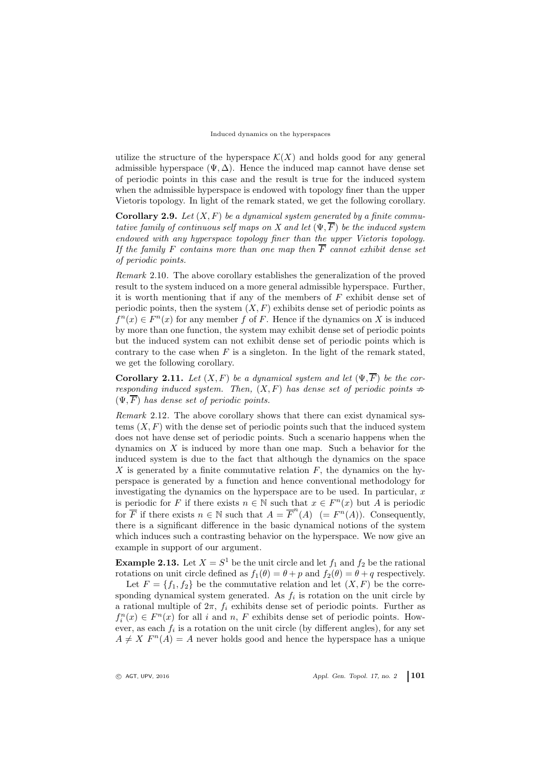utilize the structure of the hyperspace $\mathcal{K}(X)$ and holds good for any general admissible hyperspace $(\Psi, \Delta)$. Hence the induced map cannot have dense set of periodic points in this case and the result is true for the induced system when the admissible hyperspace is endowed with topology finer than the upper Vietoris topology. In light of the remark stated, we get the following corollary.

**Corollary 2.9.** *Let $(X, F)$ be a dynamical system generated by a finite commutative family of continuous self maps on $X$ and let $(\Psi, \overline{F})$ be the induced system endowed with any hyperspace topology finer than the upper Vietoris topology. If the family $F$ contains more than one map then $\overline{F}$ cannot exhibit dense set of periodic points.*

*Remark* 2.10. The above corollary establishes the generalization of the proved result to the system induced on a more general admissible hyperspace. Further, it is worth mentioning that if any of the members of $F$ exhibit dense set of periodic points, then the system $(X, F)$ exhibits dense set of periodic points as $f^n(x) \in F^n(x)$ for any member $f$ of $F$. Hence if the dynamics on $X$ is induced by more than one function, the system may exhibit dense set of periodic points but the induced system can not exhibit dense set of periodic points which is contrary to the case when $F$ is a singleton. In the light of the remark stated, we get the following corollary.

**Corollary 2.11.** *Let $(X, F)$ be a dynamical system and let $(\Psi, \overline{F})$ be the corresponding induced system. Then, $(X, F)$ has dense set of periodic points $\nRightarrow$ $(\Psi, \overline{F})$ has dense set of periodic points.*

*Remark* 2.12. The above corollary shows that there can exist dynamical systems $(X, F)$ with the dense set of periodic points such that the induced system does not have dense set of periodic points. Such a scenario happens when the dynamics on $X$ is induced by more than one map. Such a behavior for the induced system is due to the fact that although the dynamics on the space $X$ is generated by a finite commutative relation $F$, the dynamics on the hyperspace is generated by a function and hence conventional methodology for investigating the dynamics on the hyperspace are to be used. In particular, $x$ is periodic for $F$ if there exists $n \in \mathbb{N}$ such that $x \in F^n(x)$ but $A$ is periodic for $\overline{F}$ if there exists $n \in \mathbb{N}$ such that $A = \overline{F}^n(A) \ \ (= F^n(A))$. Consequently, there is a significant difference in the basic dynamical notions of the system which induces such a contrasting behavior on the hyperspace. We now give an example in support of our argument.

**Example 2.13.** Let $X = S^1$ be the unit circle and let $f_1$ and $f_2$ be the rational rotations on unit circle defined as $f_1(\theta) = \theta + p$ and $f_2(\theta) = \theta + q$ respectively.

Let $F = \{f_1, f_2\}$ be the commutative relation and let $(X, F)$ be the corresponding dynamical system generated. As $f_i$ is rotation on the unit circle by a rational multiple of $2\pi$, $f_i$ exhibits dense set of periodic points. Further as $f_i^n(x) \in F^n(x)$ for all $i$ and $n$, $F$ exhibits dense set of periodic points. However, as each $f_i$ is a rotation on the unit circle (by different angles), for any set $A \neq X$ $F^n(A) = A$ never holds good and hence the hyperspace has a unique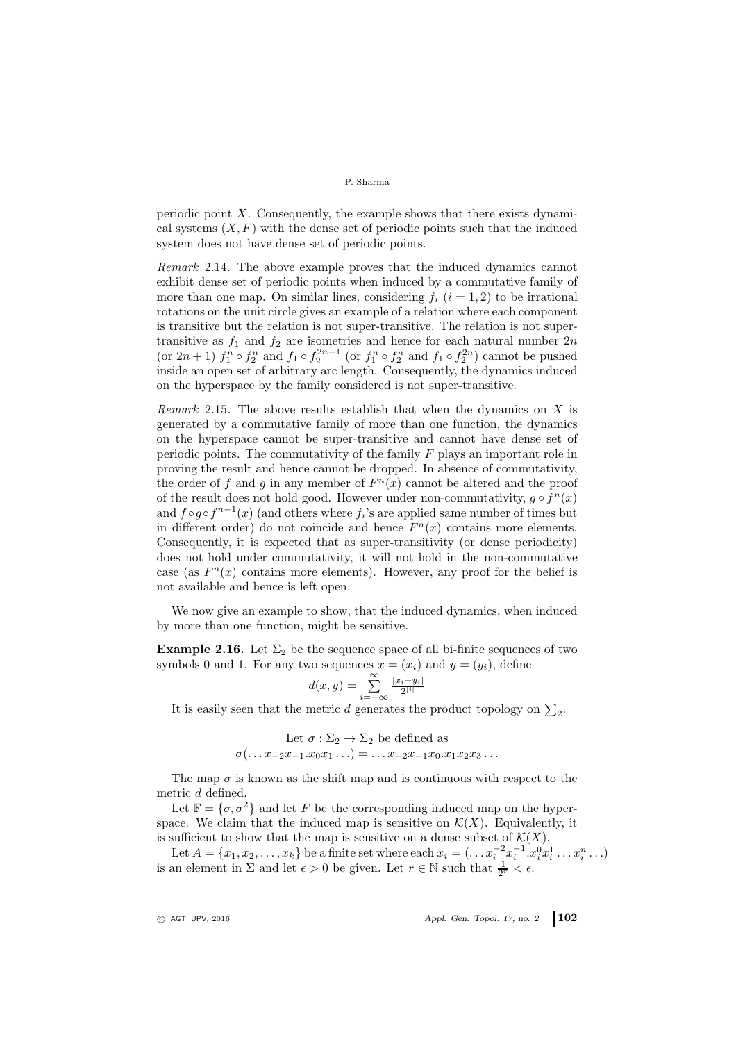periodic point $X$. Consequently, the example shows that there exists dynamical systems $(X, F)$ with the dense set of periodic points such that the induced system does not have dense set of periodic points.

*Remark* 2.14. The above example proves that the induced dynamics cannot exhibit dense set of periodic points when induced by a commutative family of more than one map. On similar lines, considering $f_i$ $(i = 1, 2)$ to be irrational rotations on the unit circle gives an example of a relation where each component is transitive but the relation is not super-transitive. The relation is not super-transitive as $f_1$ and $f_2$ are isometries and hence for each natural number $2n$ (or $2n+1$) $f_1^n \circ f_2^n$ and $f_1 \circ f_2^{2n-1}$ (or $f_1^n \circ f_2^n$ and $f_1 \circ f_2^{2n}$) cannot be pushed inside an open set of arbitrary arc length. Consequently, the dynamics induced on the hyperspace by the family considered is not super-transitive.

*Remark* 2.15. The above results establish that when the dynamics on $X$ is generated by a commutative family of more than one function, the dynamics on the hyperspace cannot be super-transitive and cannot have dense set of periodic points. The commutativity of the family $F$ plays an important role in proving the result and hence cannot be dropped. In absence of commutativity, the order of $f$ and $g$ in any member of $F^n(x)$ cannot be altered and the proof of the result does not hold good. However under non-commutativity, $g \circ f^n(x)$ and $f \circ g \circ f^{n-1}(x)$ (and others where $f_i$'s are applied same number of times but in different order) do not coincide and hence $F^n(x)$ contains more elements. Consequently, it is expected that as super-transitivity (or dense periodicity) does not hold under commutativity, it will not hold in the non-commutative case (as $F^n(x)$ contains more elements). However, any proof for the belief is not available and hence is left open.

We now give an example to show, that the induced dynamics, when induced by more than one function, might be sensitive.

**Example 2.16.** Let $\Sigma_2$ be the sequence space of all bi-finite sequences of two symbols 0 and 1. For any two sequences $x = (x_i)$ and $y = (y_i)$, define

$$d(x, y) = \sum_{i=-\infty}^{\infty} \frac{|x_i - y_i|}{2^{|i|}}$$

It is easily seen that the metric $d$ generates the product topology on $\sum_2$.

$$\text{Let } \sigma : \Sigma_2 \to \Sigma_2 \text{ be defined as}$$
$$\sigma(\ldots x_{-2}x_{-1}.x_0x_1\ldots) = \ldots x_{-2}x_{-1}x_0.x_1x_2x_3\ldots$$

The map $\sigma$ is known as the shift map and is continuous with respect to the metric $d$ defined.

Let $\mathbb{F} = \{\sigma, \sigma^2\}$ and let $\overline{F}$ be the corresponding induced map on the hyperspace. We claim that the induced map is sensitive on $\mathcal{K}(X)$. Equivalently, it is sufficient to show that the map is sensitive on a dense subset of $\mathcal{K}(X)$.

Let $A = \{x_1, x_2, \ldots, x_k\}$ be a finite set where each $x_i = (\ldots x_i^{-2}x_i^{-1}.x_i^0x_i^1\ldots x_i^n\ldots)$ is an element in $\Sigma$ and let $\epsilon > 0$ be given. Let $r \in \mathbb{N}$ such that $\frac{1}{2^r} < \epsilon$.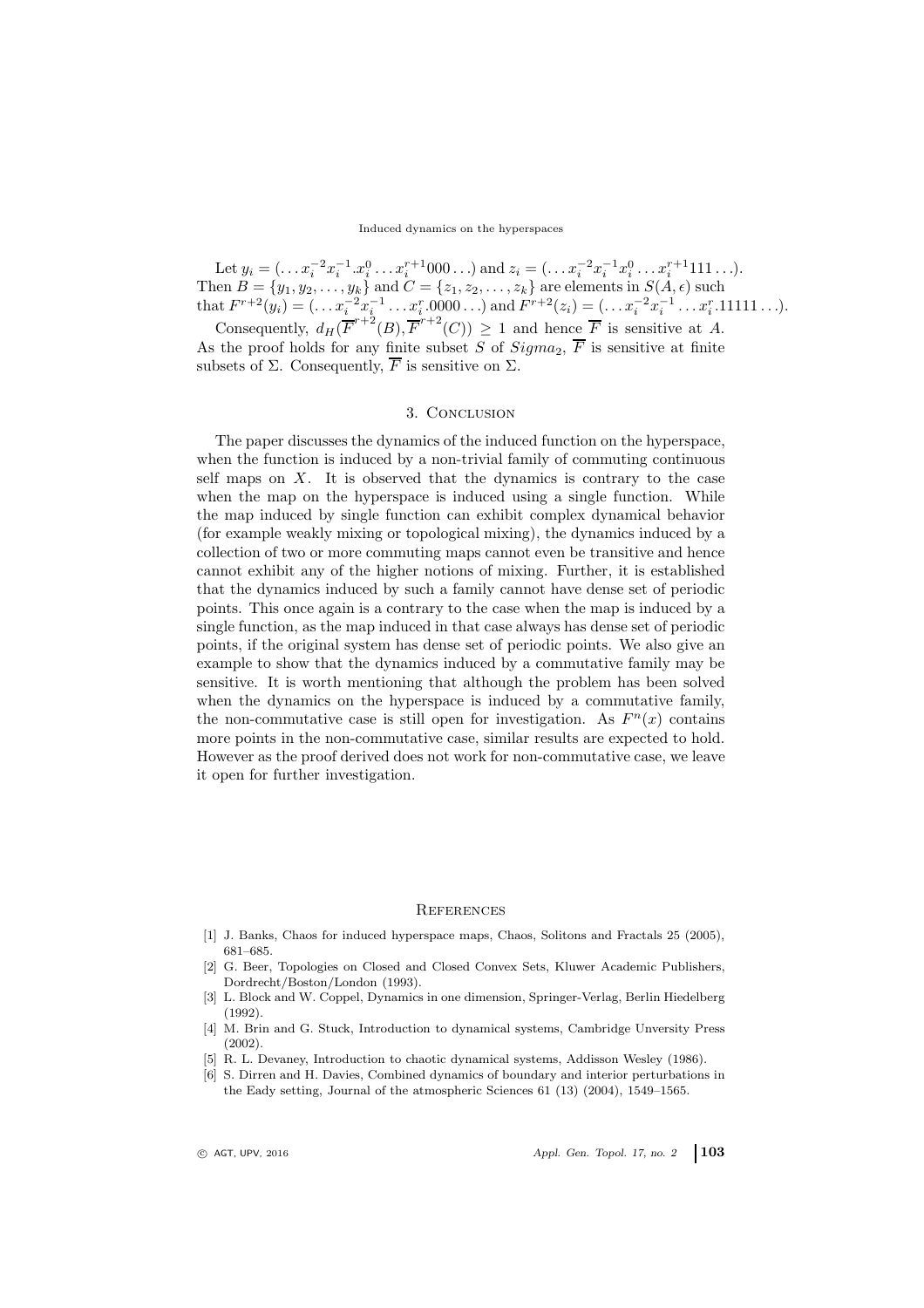Let $y_i = (\ldots x_i^{-2} x_i^{-1}.x_i^0 \ldots x_i^{r+1} 000\ldots)$ and $z_i = (\ldots x_i^{-2} x_i^{-1} x_i^0 \ldots x_i^{r+1} 111\ldots)$. Then $B = \{y_1, y_2, \ldots, y_k\}$ and $C = \{z_1, z_2, \ldots, z_k\}$ are elements in $S(A, \epsilon)$ such that $F^{r+2}(y_i) = (\ldots x_i^{-2} x_i^{-1} \ldots x_i^r.0000\ldots)$ and $F^{r+2}(z_i) = (\ldots x_i^{-2} x_i^{-1} \ldots x_i^r.11111\ldots)$.

Consequently, $d_H(\overline{F}^{r+2}(B), \overline{F}^{r+2}(C)) \geq 1$ and hence $\overline{F}$ is sensitive at $A$. As the proof holds for any finite subset $S$ of $Sigma_2$, $\overline{F}$ is sensitive at finite subsets of $\Sigma$. Consequently, $\overline{F}$ is sensitive on $\Sigma$.

## 3. Conclusion

The paper discusses the dynamics of the induced function on the hyperspace, when the function is induced by a non-trivial family of commuting continuous self maps on $X$. It is observed that the dynamics is contrary to the case when the map on the hyperspace is induced using a single function. While the map induced by single function can exhibit complex dynamical behavior (for example weakly mixing or topological mixing), the dynamics induced by a collection of two or more commuting maps cannot even be transitive and hence cannot exhibit any of the higher notions of mixing. Further, it is established that the dynamics induced by such a family cannot have dense set of periodic points. This once again is a contrary to the case when the map is induced by a single function, as the map induced in that case always has dense set of periodic points, if the original system has dense set of periodic points. We also give an example to show that the dynamics induced by a commutative family may be sensitive. It is worth mentioning that although the problem has been solved when the dynamics on the hyperspace is induced by a commutative family, the non-commutative case is still open for investigation. As $F^n(x)$ contains more points in the non-commutative case, similar results are expected to hold. However as the proof derived does not work for non-commutative case, we leave it open for further investigation.

## References

[1] J. Banks, Chaos for induced hyperspace maps, Chaos, Solitons and Fractals 25 (2005), 681–685.

[2] G. Beer, Topologies on Closed and Closed Convex Sets, Kluwer Academic Publishers, Dordrecht/Boston/London (1993).

[3] L. Block and W. Coppel, Dynamics in one dimension, Springer-Verlag, Berlin Hiedelberg (1992).

[4] M. Brin and G. Stuck, Introduction to dynamical systems, Cambridge Unversity Press (2002).

[5] R. L. Devaney, Introduction to chaotic dynamical systems, Addisson Wesley (1986).

[6] S. Dirren and H. Davies, Combined dynamics of boundary and interior perturbations in the Eady setting, Journal of the atmospheric Sciences 61 (13) (2004), 1549–1565.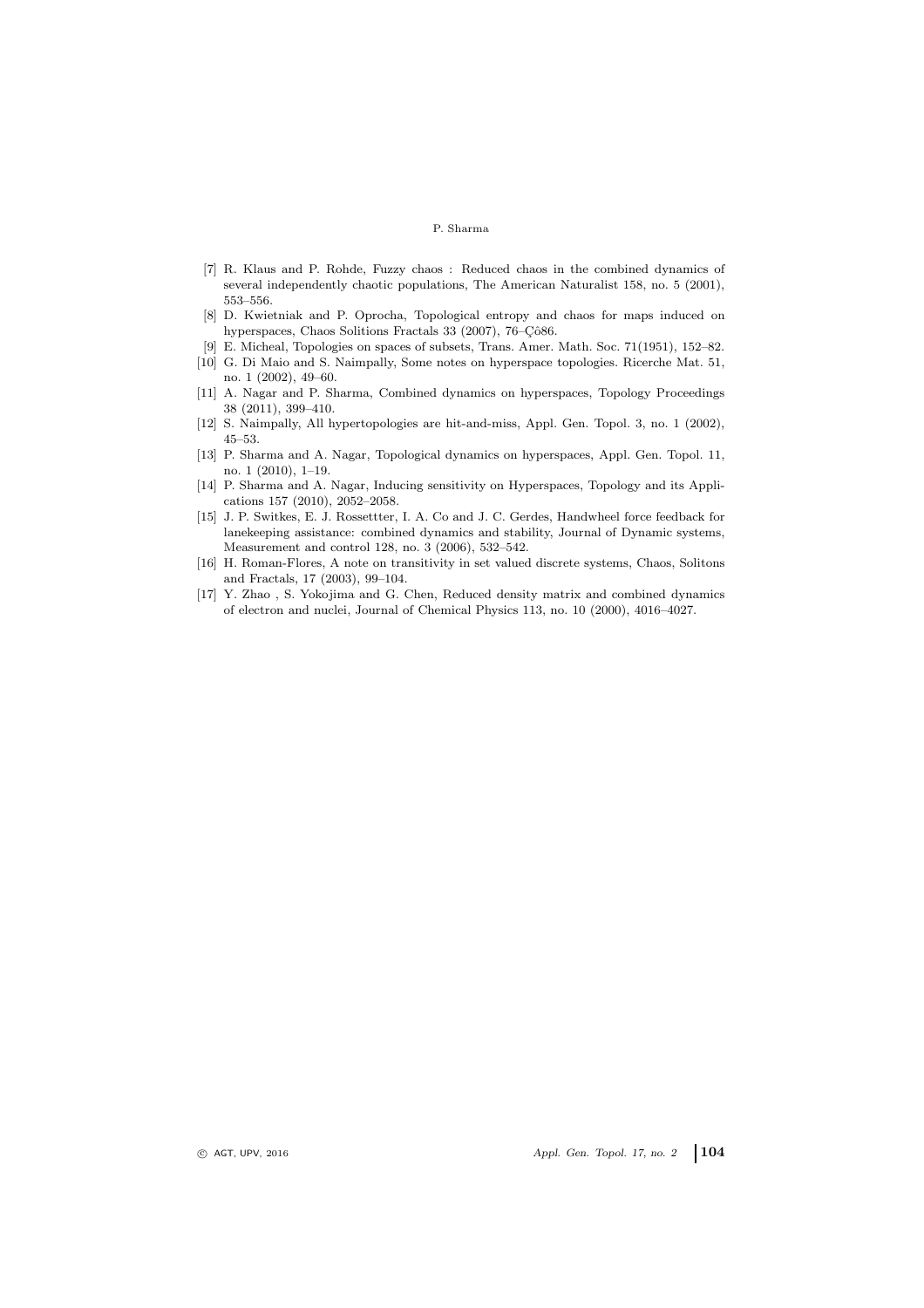- [7] R. Klaus and P. Rohde, Fuzzy chaos : Reduced chaos in the combined dynamics of several independently chaotic populations, The American Naturalist 158, no. 5 (2001), 553–556.
- [8] D. Kwietniak and P. Oprocha, Topological entropy and chaos for maps induced on hyperspaces, Chaos Solitions Fractals 33 (2007), 76–Çô86.
- [9] E. Micheal, Topologies on spaces of subsets, Trans. Amer. Math. Soc. 71(1951), 152–82.
- [10] G. Di Maio and S. Naimpally, Some notes on hyperspace topologies. Ricerche Mat. 51, no. 1 (2002), 49–60.
- [11] A. Nagar and P. Sharma, Combined dynamics on hyperspaces, Topology Proceedings 38 (2011), 399–410.
- [12] S. Naimpally, All hypertopologies are hit-and-miss, Appl. Gen. Topol. 3, no. 1 (2002), 45–53.
- [13] P. Sharma and A. Nagar, Topological dynamics on hyperspaces, Appl. Gen. Topol. 11, no. 1 (2010), 1–19.
- [14] P. Sharma and A. Nagar, Inducing sensitivity on Hyperspaces, Topology and its Applications 157 (2010), 2052–2058.
- [15] J. P. Switkes, E. J. Rossettter, I. A. Co and J. C. Gerdes, Handwheel force feedback for lanekeeping assistance: combined dynamics and stability, Journal of Dynamic systems, Measurement and control 128, no. 3 (2006), 532–542.
- [16] H. Roman-Flores, A note on transitivity in set valued discrete systems, Chaos, Solitons and Fractals, 17 (2003), 99–104.
- [17] Y. Zhao , S. Yokojima and G. Chen, Reduced density matrix and combined dynamics of electron and nuclei, Journal of Chemical Physics 113, no. 10 (2000), 4016–4027.